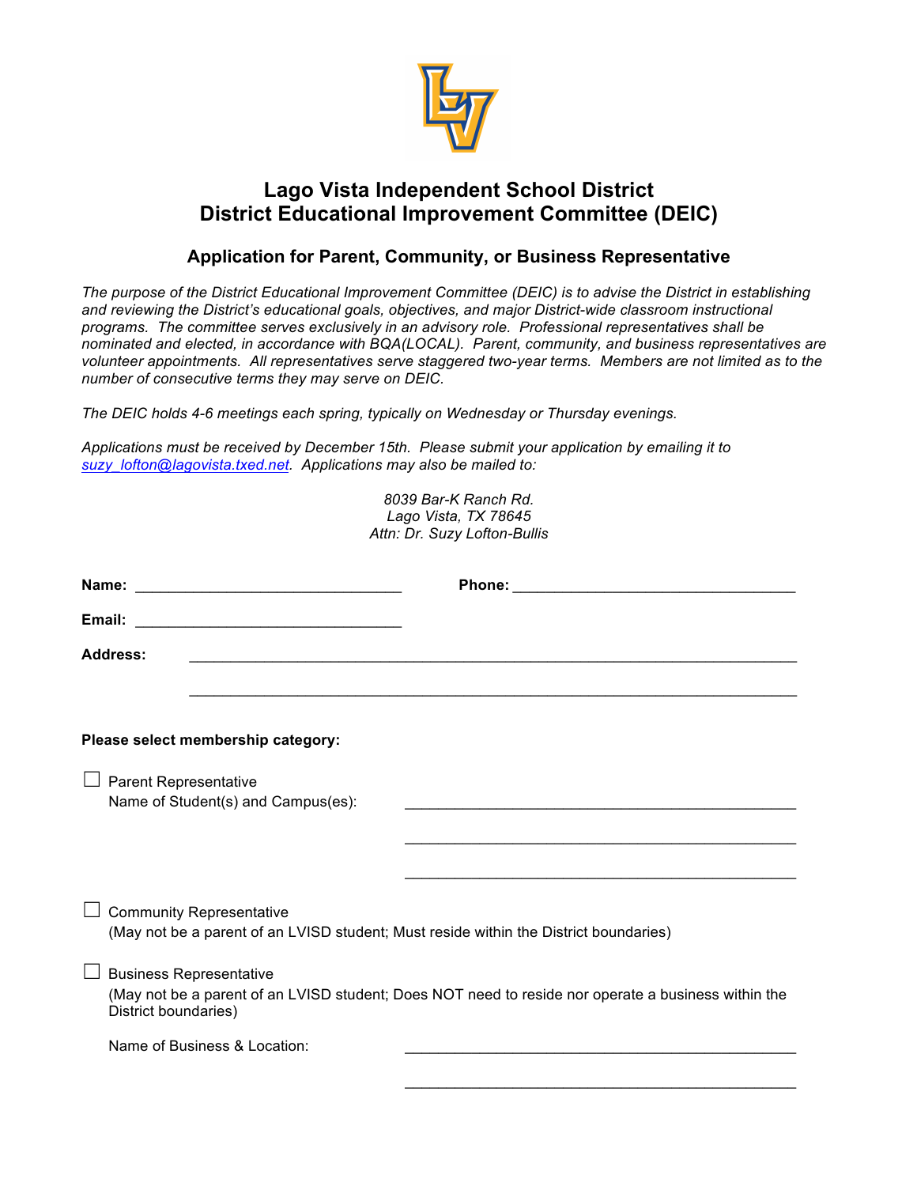# Lago Vista Independent School District
# District Educational Improvement Committee (DEIC)

## Application for Parent, Community, or Business Representative

*The purpose of the District Educational Improvement Committee (DEIC) is to advise the District in establishing and reviewing the District's educational goals, objectives, and major District-wide classroom instructional programs. The committee serves exclusively in an advisory role. Professional representatives shall be nominated and elected, in accordance with BQA(LOCAL). Parent, community, and business representatives are volunteer appointments. All representatives serve staggered two-year terms. Members are not limited as to the number of consecutive terms they may serve on DEIC.*

*The DEIC holds 4-6 meetings each spring, typically on Wednesday or Thursday evenings.*

*Applications must be received by December 15th. Please submit your application by emailing it to [suzy_lofton@lagovista.txed.net](mailto:suzy_lofton@lagovista.txed.net). Applications may also be mailed to:*

*8039 Bar-K Ranch Rd.*
*Lago Vista, TX 78645*
*Attn: Dr. Suzy Lofton-Bullis*

**Name:** ______________________________ **Phone:** ______________________________

**Email:** ______________________________

**Address:** ____________________________________________________________

____________________________________________________________

**Please select membership category:**

☐ Parent Representative
Name of Student(s) and Campus(es): ______________________________________________

______________________________________________

______________________________________________

☐ Community Representative
(May not be a parent of an LVISD student; Must reside within the District boundaries)

☐ Business Representative
(May not be a parent of an LVISD student; Does NOT need to reside nor operate a business within the District boundaries)

Name of Business & Location: ______________________________________________

______________________________________________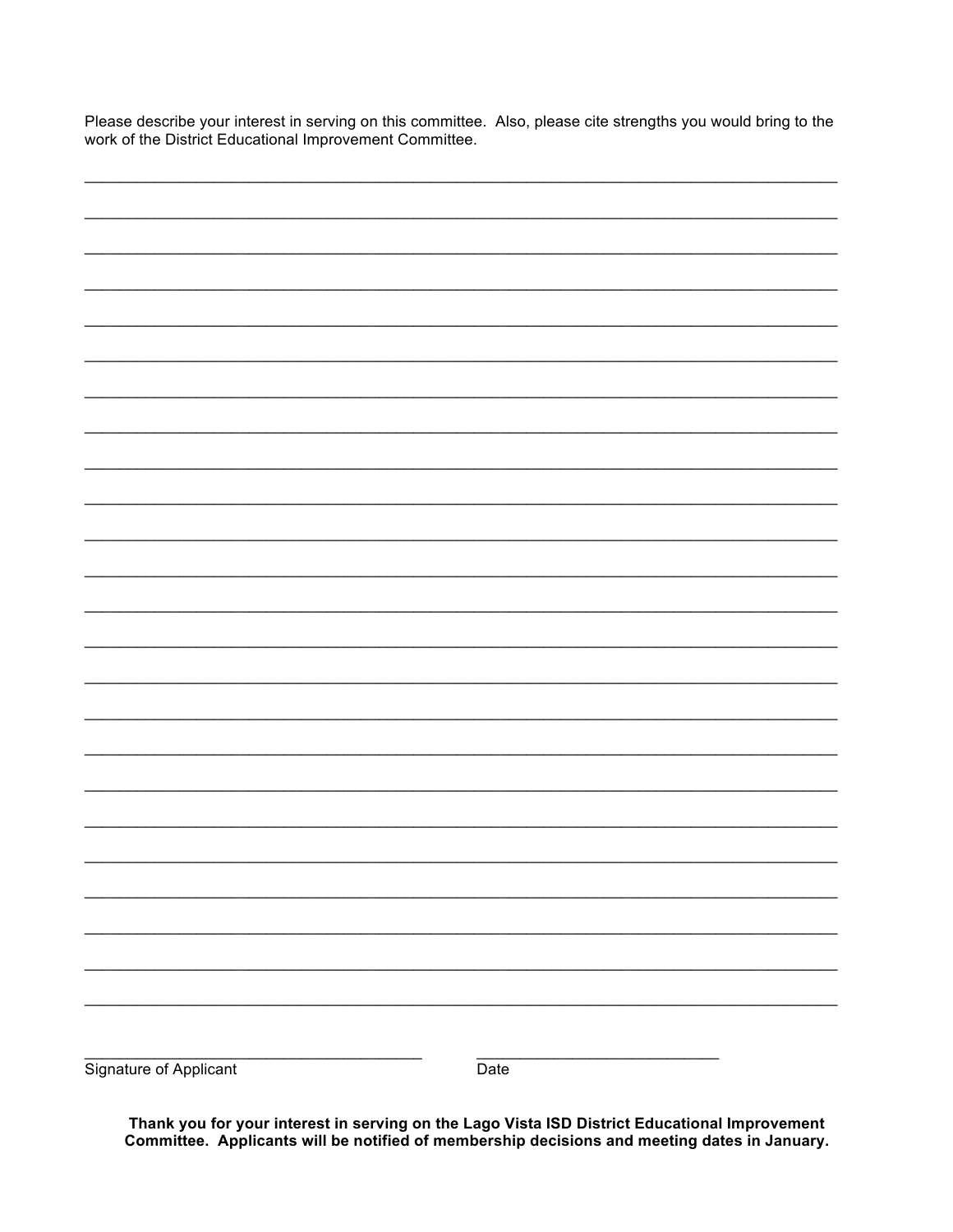Please describe your interest in serving on this committee. Also, please cite strengths you would bring to the work of the District Educational Improvement Committee.

\_\_\_\_\_\_\_\_\_\_\_\_\_\_\_\_\_\_\_\_\_\_\_\_\_\_\_\_\_\_\_\_\_\_\_\_\_\_\_\_\_\_\_\_\_\_\_\_\_\_\_\_\_\_\_\_\_\_\_\_\_\_\_\_\_\_\_\_\_\_\_\_\_\_\_\_\_\_\_\_

\_\_\_\_\_\_\_\_\_\_\_\_\_\_\_\_\_\_\_\_\_\_\_\_\_\_\_\_\_\_\_\_\_\_\_\_\_\_\_\_\_\_\_\_\_\_\_\_\_\_\_\_\_\_\_\_\_\_\_\_\_\_\_\_\_\_\_\_\_\_\_\_\_\_\_\_\_\_\_\_

\_\_\_\_\_\_\_\_\_\_\_\_\_\_\_\_\_\_\_\_\_\_\_\_\_\_\_\_\_\_\_\_\_\_\_\_\_\_\_\_\_\_\_\_\_\_\_\_\_\_\_\_\_\_\_\_\_\_\_\_\_\_\_\_\_\_\_\_\_\_\_\_\_\_\_\_\_\_\_\_

\_\_\_\_\_\_\_\_\_\_\_\_\_\_\_\_\_\_\_\_\_\_\_\_\_\_\_\_\_\_\_\_\_\_\_\_\_\_\_\_\_\_\_\_\_\_\_\_\_\_\_\_\_\_\_\_\_\_\_\_\_\_\_\_\_\_\_\_\_\_\_\_\_\_\_\_\_\_\_\_

\_\_\_\_\_\_\_\_\_\_\_\_\_\_\_\_\_\_\_\_\_\_\_\_\_\_\_\_\_\_\_\_\_\_\_\_\_\_\_\_\_\_\_\_\_\_\_\_\_\_\_\_\_\_\_\_\_\_\_\_\_\_\_\_\_\_\_\_\_\_\_\_\_\_\_\_\_\_\_\_

\_\_\_\_\_\_\_\_\_\_\_\_\_\_\_\_\_\_\_\_\_\_\_\_\_\_\_\_\_\_\_\_\_\_\_\_\_\_\_\_\_\_\_\_\_\_\_\_\_\_\_\_\_\_\_\_\_\_\_\_\_\_\_\_\_\_\_\_\_\_\_\_\_\_\_\_\_\_\_\_

\_\_\_\_\_\_\_\_\_\_\_\_\_\_\_\_\_\_\_\_\_\_\_\_\_\_\_\_\_\_\_\_\_\_\_\_\_\_\_\_\_\_\_\_\_\_\_\_\_\_\_\_\_\_\_\_\_\_\_\_\_\_\_\_\_\_\_\_\_\_\_\_\_\_\_\_\_\_\_\_

\_\_\_\_\_\_\_\_\_\_\_\_\_\_\_\_\_\_\_\_\_\_\_\_\_\_\_\_\_\_\_\_\_\_\_\_\_\_\_\_\_\_\_\_\_\_\_\_\_\_\_\_\_\_\_\_\_\_\_\_\_\_\_\_\_\_\_\_\_\_\_\_\_\_\_\_\_\_\_\_

\_\_\_\_\_\_\_\_\_\_\_\_\_\_\_\_\_\_\_\_\_\_\_\_\_\_\_\_\_\_\_\_\_\_\_\_\_\_\_\_\_\_\_\_\_\_\_\_\_\_\_\_\_\_\_\_\_\_\_\_\_\_\_\_\_\_\_\_\_\_\_\_\_\_\_\_\_\_\_\_

\_\_\_\_\_\_\_\_\_\_\_\_\_\_\_\_\_\_\_\_\_\_\_\_\_\_\_\_\_\_\_\_\_\_\_\_\_\_\_\_\_\_\_\_\_\_\_\_\_\_\_\_\_\_\_\_\_\_\_\_\_\_\_\_\_\_\_\_\_\_\_\_\_\_\_\_\_\_\_\_

\_\_\_\_\_\_\_\_\_\_\_\_\_\_\_\_\_\_\_\_\_\_\_\_\_\_\_\_\_\_\_\_\_\_\_\_\_\_\_\_\_\_\_\_\_\_\_\_\_\_\_\_\_\_\_\_\_\_\_\_\_\_\_\_\_\_\_\_\_\_\_\_\_\_\_\_\_\_\_\_

\_\_\_\_\_\_\_\_\_\_\_\_\_\_\_\_\_\_\_\_\_\_\_\_\_\_\_\_\_\_\_\_\_\_\_\_\_\_\_\_\_\_\_\_\_\_\_\_\_\_\_\_\_\_\_\_\_\_\_\_\_\_\_\_\_\_\_\_\_\_\_\_\_\_\_\_\_\_\_\_

\_\_\_\_\_\_\_\_\_\_\_\_\_\_\_\_\_\_\_\_\_\_\_\_\_\_\_\_\_\_\_\_\_\_\_\_\_\_\_\_\_\_\_\_\_\_\_\_\_\_\_\_\_\_\_\_\_\_\_\_\_\_\_\_\_\_\_\_\_\_\_\_\_\_\_\_\_\_\_\_

\_\_\_\_\_\_\_\_\_\_\_\_\_\_\_\_\_\_\_\_\_\_\_\_\_\_\_\_\_\_\_\_\_\_\_\_\_\_\_\_\_\_\_\_\_\_\_\_\_\_\_\_\_\_\_\_\_\_\_\_\_\_\_\_\_\_\_\_\_\_\_\_\_\_\_\_\_\_\_\_

\_\_\_\_\_\_\_\_\_\_\_\_\_\_\_\_\_\_\_\_\_\_\_\_\_\_\_\_\_\_\_\_\_\_\_\_\_\_\_\_\_\_\_\_\_\_\_\_\_\_\_\_\_\_\_\_\_\_\_\_\_\_\_\_\_\_\_\_\_\_\_\_\_\_\_\_\_\_\_\_

\_\_\_\_\_\_\_\_\_\_\_\_\_\_\_\_\_\_\_\_\_\_\_\_\_\_\_\_\_\_\_\_\_\_\_\_\_\_\_\_\_\_\_\_\_\_\_\_\_\_\_\_\_\_\_\_\_\_\_\_\_\_\_\_\_\_\_\_\_\_\_\_\_\_\_\_\_\_\_\_

\_\_\_\_\_\_\_\_\_\_\_\_\_\_\_\_\_\_\_\_\_\_\_\_\_\_\_\_\_\_\_\_\_\_\_\_\_\_\_\_\_\_\_\_\_\_\_\_\_\_\_\_\_\_\_\_\_\_\_\_\_\_\_\_\_\_\_\_\_\_\_\_\_\_\_\_\_\_\_\_

\_\_\_\_\_\_\_\_\_\_\_\_\_\_\_\_\_\_\_\_\_\_\_\_\_\_\_\_\_\_\_\_\_\_\_\_\_\_\_\_\_\_\_\_\_\_\_\_\_\_\_\_\_\_\_\_\_\_\_\_\_\_\_\_\_\_\_\_\_\_\_\_\_\_\_\_\_\_\_\_

\_\_\_\_\_\_\_\_\_\_\_\_\_\_\_\_\_\_\_\_\_\_\_\_\_\_\_\_\_\_\_\_\_\_\_\_\_\_\_\_\_\_\_\_\_\_\_\_\_\_\_\_\_\_\_\_\_\_\_\_\_\_\_\_\_\_\_\_\_\_\_\_\_\_\_\_\_\_\_\_

\_\_\_\_\_\_\_\_\_\_\_\_\_\_\_\_\_\_\_\_\_\_\_\_\_\_\_\_\_\_\_\_\_\_\_\_\_\_\_\_\_\_\_\_\_\_\_\_\_\_\_\_\_\_\_\_\_\_\_\_\_\_\_\_\_\_\_\_\_\_\_\_\_\_\_\_\_\_\_\_

\_\_\_\_\_\_\_\_\_\_\_\_\_\_\_\_\_\_\_\_\_\_\_\_\_\_\_\_\_\_\_\_\_\_\_\_\_\_\_\_\_\_\_\_\_\_\_\_\_\_\_\_\_\_\_\_\_\_\_\_\_\_\_\_\_\_\_\_\_\_\_\_\_\_\_\_\_\_\_\_

\_\_\_\_\_\_\_\_\_\_\_\_\_\_\_\_\_\_\_\_\_\_\_\_\_\_\_\_\_\_\_\_\_\_\_\_\_\_\_\_\_\_\_\_\_\_\_\_\_\_\_\_\_\_\_\_\_\_\_\_\_\_\_\_\_\_\_\_\_\_\_\_\_\_\_\_\_\_\_\_

\_\_\_\_\_\_\_\_\_\_\_\_\_\_\_\_\_\_\_\_\_\_\_\_\_\_\_\_\_\_\_\_\_\_\_\_\_\_\_\_\_\_\_\_\_\_\_\_\_\_\_\_\_\_\_\_\_\_\_\_\_\_\_\_\_\_\_\_\_\_\_\_\_\_\_\_\_\_\_\_

\_\_\_\_\_\_\_\_\_\_\_\_\_\_\_\_\_\_\_\_\_\_\_\_\_\_\_\_\_\_\_\_\_\_\_\_\_\_\_\_\_\_\_\_\_\_\_\_\_\_\_\_\_\_\_\_\_\_\_\_\_\_\_\_\_\_\_\_\_\_\_\_\_\_\_\_\_\_\_\_

\_\_\_\_\_\_\_\_\_\_\_\_\_\_\_\_\_\_\_\_\_\_\_\_\_\_\_\_\_\_\_\_\_\_\_\_\_\_\_\_\_\_\_\_\_\_\_\_\_\_\_\_\_\_\_\_\_\_\_\_\_\_\_\_\_\_\_\_\_\_\_\_\_\_\_\_\_\_\_\_

\_\_\_\_\_\_\_\_\_\_\_\_\_\_\_\_\_\_\_\_\_\_\_\_\_\_\_\_\_\_\_\_\_\_\_\_\_\_\_\_ \_\_\_\_\_\_\_\_\_\_\_\_\_\_\_\_\_\_\_\_\_\_\_\_\_\_\_\_\_\_

Signature of Applicant Date

**Thank you for your interest in serving on the Lago Vista ISD District Educational Improvement Committee. Applicants will be notified of membership decisions and meeting dates in January.**